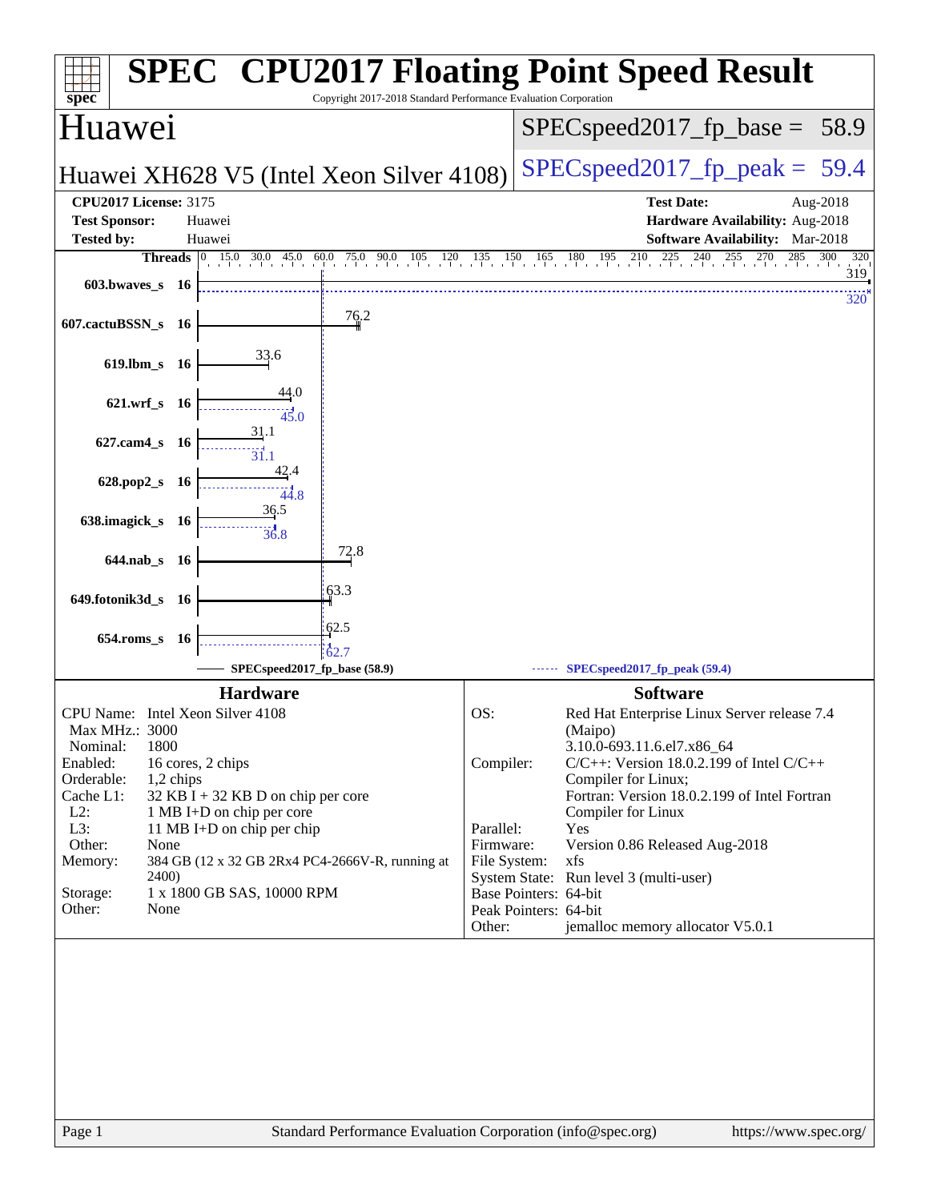# SPEC CPU2017 Floating Point Speed Result

Copyright 2017-2018 Standard Performance Evaluation Corporation

## Huawei

**Huawei XH628 V5 (Intel Xeon Silver 4108)**

SPECspeed2017_fp_base = 58.9

SPECspeed2017_fp_peak = 59.4

| | | | |
|---|---|---|---|
| **CPU2017 License:** | 3175 | **Test Date:** | Aug-2018 |
| **Test Sponsor:** | Huawei | **Hardware Availability:** | Aug-2018 |
| **Tested by:** | Huawei | **Software Availability:** | Mar-2018 |

| Benchmark | Threads | Base | Peak |
|---|---|---|---|
| 603.bwaves_s | 16 | 319 | 320 |
| 607.cactuBSSN_s | 16 | 76.2 | |
| 619.lbm_s | 16 | 33.6 | |
| 621.wrf_s | 16 | 44.0 | 45.0 |
| 627.cam4_s | 16 | 31.1 | 31.1 |
| 628.pop2_s | 16 | 42.4 | 44.8 |
| 638.imagick_s | 16 | 36.5 | 36.8 |
| 644.nab_s | 16 | 72.8 | |
| 649.fotonik3d_s | 16 | 63.3 | |
| 654.roms_s | 16 | 62.5 | 62.7 |

SPECspeed2017_fp_base (58.9) — SPECspeed2017_fp_peak (59.4)

### Hardware

| | |
|---|---|
| CPU Name: | Intel Xeon Silver 4108 |
| Max MHz.: | 3000 |
| Nominal: | 1800 |
| Enabled: | 16 cores, 2 chips |
| Orderable: | 1,2 chips |
| Cache L1: | 32 KB I + 32 KB D on chip per core |
| L2: | 1 MB I+D on chip per core |
| L3: | 11 MB I+D on chip per chip |
| Other: | None |
| Memory: | 384 GB (12 x 32 GB 2Rx4 PC4-2666V-R, running at 2400) |
| Storage: | 1 x 1800 GB SAS, 10000 RPM |
| Other: | None |

### Software

| | |
|---|---|
| OS: | Red Hat Enterprise Linux Server release 7.4 (Maipo) 3.10.0-693.11.6.el7.x86_64 |
| Compiler: | C/C++: Version 18.0.2.199 of Intel C/C++ Compiler for Linux; Fortran: Version 18.0.2.199 of Intel Fortran Compiler for Linux |
| Parallel: | Yes |
| Firmware: | Version 0.86 Released Aug-2018 |
| File System: | xfs |
| System State: | Run level 3 (multi-user) |
| Base Pointers: | 64-bit |
| Peak Pointers: | 64-bit |
| Other: | jemalloc memory allocator V5.0.1 |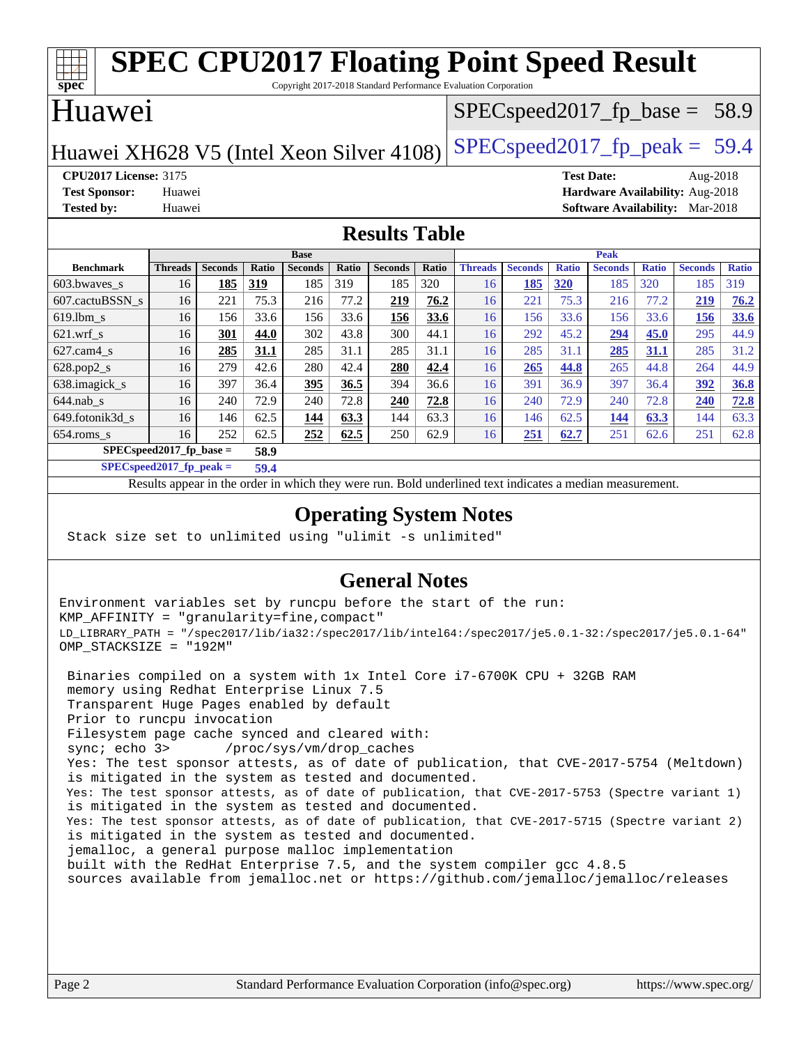# SPEC CPU2017 Floating Point Speed Result

Copyright 2017-2018 Standard Performance Evaluation Corporation

## Huawei

Huawei XH628 V5 (Intel Xeon Silver 4108)

SPECspeed2017_fp_base = 58.9

SPECspeed2017_fp_peak = 59.4

**CPU2017 License:** 3175
**Test Sponsor:** Huawei
**Tested by:** Huawei

**Test Date:** Aug-2018
**Hardware Availability:** Aug-2018
**Software Availability:** Mar-2018

## Results Table

| | Base | | | | | | | Peak | | | | | | |
|---|---|---|---|---|---|---|---|---|---|---|---|---|---|---|
| **Benchmark** | **Threads** | **Seconds** | **Ratio** | **Seconds** | **Ratio** | **Seconds** | **Ratio** | **Threads** | **Seconds** | **Ratio** | **Seconds** | **Ratio** | **Seconds** | **Ratio** |
| 603.bwaves_s | 16 | **185** | **319** | 185 | 319 | 185 | 320 | 16 | **185** | **320** | 185 | 320 | 185 | 319 |
| 607.cactuBSSN_s | 16 | 221 | 75.3 | 216 | 77.2 | **219** | **76.2** | 16 | 221 | 75.3 | 216 | 77.2 | **219** | **76.2** |
| 619.lbm_s | 16 | 156 | 33.6 | 156 | 33.6 | **156** | **33.6** | 16 | 156 | 33.6 | 156 | 33.6 | **156** | **33.6** |
| 621.wrf_s | 16 | **301** | **44.0** | 302 | 43.8 | 300 | 44.1 | 16 | 292 | 45.2 | **294** | **45.0** | 295 | 44.9 |
| 627.cam4_s | 16 | **285** | **31.1** | 285 | 31.1 | 285 | 31.1 | 16 | 285 | 31.1 | **285** | **31.1** | 285 | 31.2 |
| 628.pop2_s | 16 | 279 | 42.6 | 280 | 42.4 | **280** | **42.4** | 16 | **265** | **44.8** | 265 | 44.8 | 264 | 44.9 |
| 638.imagick_s | 16 | 397 | 36.4 | **395** | **36.5** | 394 | 36.6 | 16 | 391 | 36.9 | 397 | 36.4 | **392** | **36.8** |
| 644.nab_s | 16 | 240 | 72.9 | 240 | 72.8 | **240** | **72.8** | 16 | 240 | 72.9 | 240 | 72.8 | **240** | **72.8** |
| 649.fotonik3d_s | 16 | 146 | 62.5 | **144** | **63.3** | 144 | 63.3 | 16 | 146 | 62.5 | **144** | **63.3** | 144 | 63.3 |
| 654.roms_s | 16 | 252 | 62.5 | **252** | **62.5** | 250 | 62.9 | 16 | **251** | **62.7** | 251 | 62.6 | 251 | 62.8 |

**SPECspeed2017_fp_base =** **58.9**

**SPECspeed2017_fp_peak =** **59.4**

Results appear in the order in which they were run. Bold underlined text indicates a median measurement.

## Operating System Notes

```
Stack size set to unlimited using "ulimit -s unlimited"
```

## General Notes

```
Environment variables set by runcpu before the start of the run:
KMP_AFFINITY = "granularity=fine,compact"
LD_LIBRARY_PATH = "/spec2017/lib/ia32:/spec2017/lib/intel64:/spec2017/je5.0.1-32:/spec2017/je5.0.1-64"
OMP_STACKSIZE = "192M"

 Binaries compiled on a system with 1x Intel Core i7-6700K CPU + 32GB RAM
 memory using Redhat Enterprise Linux 7.5
 Transparent Huge Pages enabled by default
 Prior to runcpu invocation
 Filesystem page cache synced and cleared with:
 sync; echo 3>       /proc/sys/vm/drop_caches
 Yes: The test sponsor attests, as of date of publication, that CVE-2017-5754 (Meltdown)
 is mitigated in the system as tested and documented.
 Yes: The test sponsor attests, as of date of publication, that CVE-2017-5753 (Spectre variant 1)
 is mitigated in the system as tested and documented.
 Yes: The test sponsor attests, as of date of publication, that CVE-2017-5715 (Spectre variant 2)
 is mitigated in the system as tested and documented.
 jemalloc, a general purpose malloc implementation
 built with the RedHat Enterprise 7.5, and the system compiler gcc 4.8.5
 sources available from jemalloc.net or https://github.com/jemalloc/jemalloc/releases
```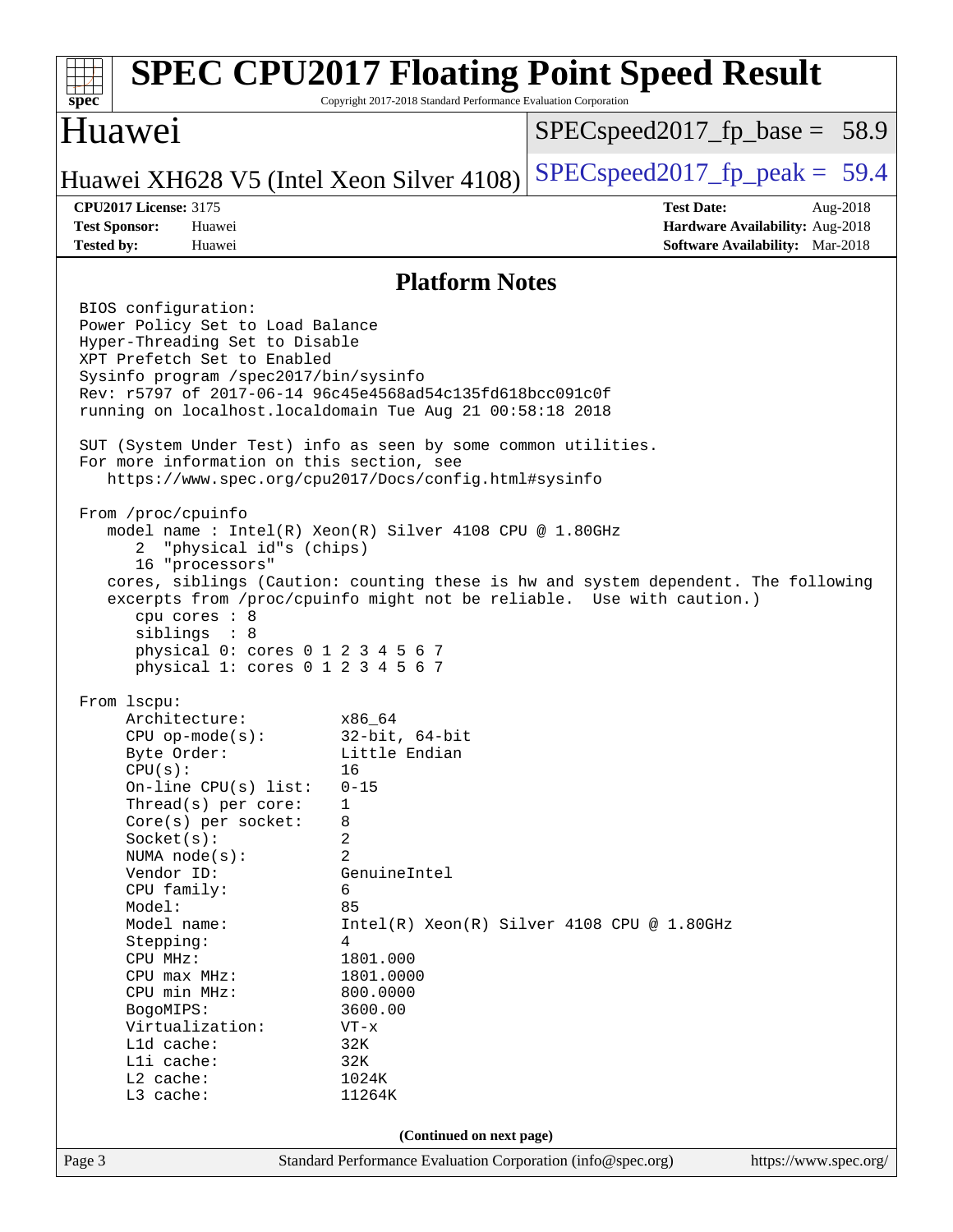# SPEC CPU2017 Floating Point Speed Result

Copyright 2017-2018 Standard Performance Evaluation Corporation

## Huawei

Huawei XH628 V5 (Intel Xeon Silver 4108)

SPECspeed2017_fp_base = 58.9

SPECspeed2017_fp_peak = 59.4

**CPU2017 License:** 3175
**Test Sponsor:** Huawei
**Tested by:** Huawei

**Test Date:** Aug-2018
**Hardware Availability:** Aug-2018
**Software Availability:** Mar-2018

### Platform Notes

```
BIOS configuration:
Power Policy Set to Load Balance
Hyper-Threading Set to Disable
XPT Prefetch Set to Enabled
Sysinfo program /spec2017/bin/sysinfo
Rev: r5797 of 2017-06-14 96c45e4568ad54c135fd618bcc091c0f
running on localhost.localdomain Tue Aug 21 00:58:18 2018

SUT (System Under Test) info as seen by some common utilities.
For more information on this section, see
   https://www.spec.org/cpu2017/Docs/config.html#sysinfo

From /proc/cpuinfo
   model name : Intel(R) Xeon(R) Silver 4108 CPU @ 1.80GHz
      2  "physical id"s (chips)
      16 "processors"
   cores, siblings (Caution: counting these is hw and system dependent. The following
   excerpts from /proc/cpuinfo might not be reliable.  Use with caution.)
      cpu cores : 8
      siblings  : 8
      physical 0: cores 0 1 2 3 4 5 6 7
      physical 1: cores 0 1 2 3 4 5 6 7

From lscpu:
     Architecture:          x86_64
     CPU op-mode(s):        32-bit, 64-bit
     Byte Order:            Little Endian
     CPU(s):                16
     On-line CPU(s) list:   0-15
     Thread(s) per core:    1
     Core(s) per socket:    8
     Socket(s):             2
     NUMA node(s):          2
     Vendor ID:             GenuineIntel
     CPU family:            6
     Model:                 85
     Model name:            Intel(R) Xeon(R) Silver 4108 CPU @ 1.80GHz
     Stepping:              4
     CPU MHz:               1801.000
     CPU max MHz:           1801.0000
     CPU min MHz:           800.0000
     BogoMIPS:              3600.00
     Virtualization:        VT-x
     L1d cache:             32K
     L1i cache:             32K
     L2 cache:              1024K
     L3 cache:              11264K
```

(Continued on next page)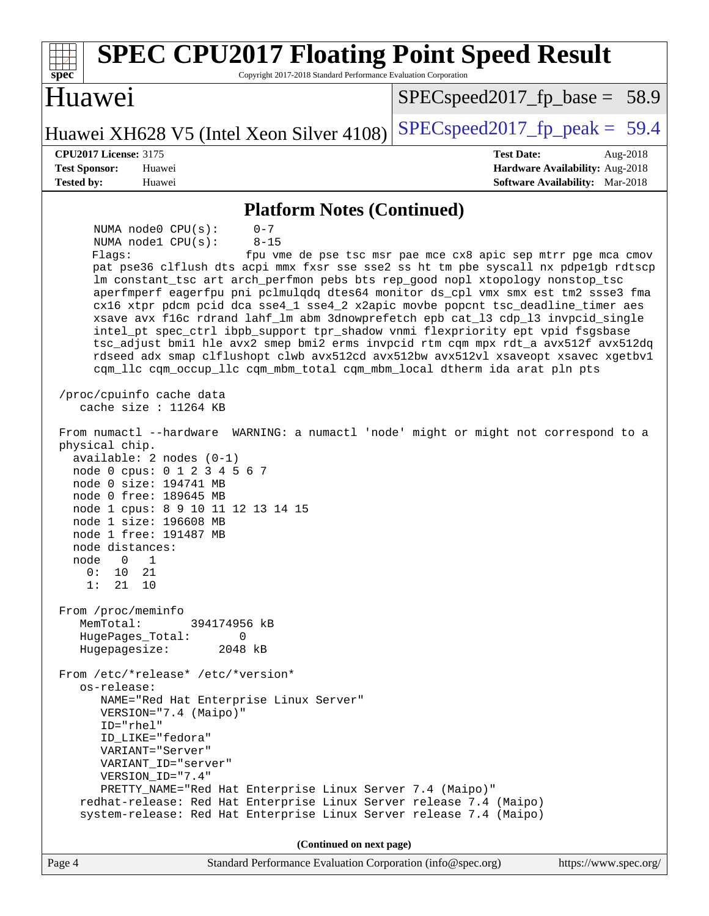# SPEC CPU2017 Floating Point Speed Result

Copyright 2017-2018 Standard Performance Evaluation Corporation

## Huawei

Huawei XH628 V5 (Intel Xeon Silver 4108)

SPECspeed2017_fp_base = 58.9

SPECspeed2017_fp_peak = 59.4

**CPU2017 License:** 3175
**Test Sponsor:** Huawei
**Tested by:** Huawei

**Test Date:** Aug-2018
**Hardware Availability:** Aug-2018
**Software Availability:** Mar-2018

### Platform Notes (Continued)

```
      NUMA node0 CPU(s):      0-7
      NUMA node1 CPU(s):      8-15
      Flags:                  fpu vme de pse tsc msr pae mce cx8 apic sep mtrr pge mca cmov
      pat pse36 clflush dts acpi mmx fxsr sse sse2 ss ht tm pbe syscall nx pdpe1gb rdtscp
      lm constant_tsc art arch_perfmon pebs bts rep_good nopl xtopology nonstop_tsc
      aperfmperf eagerfpu pni pclmulqdq dtes64 monitor ds_cpl vmx smx est tm2 ssse3 fma
      cx16 xtpr pdcm pcid dca sse4_1 sse4_2 x2apic movbe popcnt tsc_deadline_timer aes
      xsave avx f16c rdrand lahf_lm abm 3dnowprefetch epb cat_l3 cdp_l3 invpcid_single
      intel_pt spec_ctrl ibpb_support tpr_shadow vnmi flexpriority ept vpid fsgsbase
      tsc_adjust bmi1 hle avx2 smep bmi2 erms invpcid rtm cqm mpx rdt_a avx512f avx512dq
      rdseed adx smap clflushopt clwb avx512cd avx512bw avx512vl xsaveopt xsavec xgetbv1
      cqm_llc cqm_occup_llc cqm_mbm_total cqm_mbm_local dtherm ida arat pln pts

 /proc/cpuinfo cache data
    cache size : 11264 KB

 From numactl --hardware  WARNING: a numactl 'node' might or might not correspond to a
 physical chip.
   available: 2 nodes (0-1)
   node 0 cpus: 0 1 2 3 4 5 6 7
   node 0 size: 194741 MB
   node 0 free: 189645 MB
   node 1 cpus: 8 9 10 11 12 13 14 15
   node 1 size: 196608 MB
   node 1 free: 191487 MB
   node distances:
   node   0   1
     0:  10  21
     1:  21  10

 From /proc/meminfo
    MemTotal:       394174956 kB
    HugePages_Total:       0
    Hugepagesize:       2048 kB

 From /etc/*release* /etc/*version*
    os-release:
       NAME="Red Hat Enterprise Linux Server"
       VERSION="7.4 (Maipo)"
       ID="rhel"
       ID_LIKE="fedora"
       VARIANT="Server"
       VARIANT_ID="server"
       VERSION_ID="7.4"
       PRETTY_NAME="Red Hat Enterprise Linux Server 7.4 (Maipo)"
    redhat-release: Red Hat Enterprise Linux Server release 7.4 (Maipo)
    system-release: Red Hat Enterprise Linux Server release 7.4 (Maipo)
```

(Continued on next page)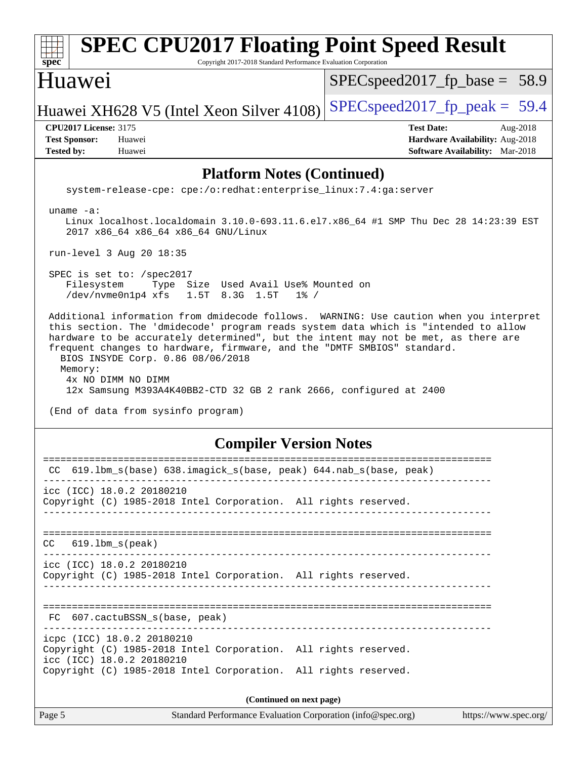## Platform Notes (Continued)

```
   system-release-cpe: cpe:/o:redhat:enterprise_linux:7.4:ga:server

 uname -a:
    Linux localhost.localdomain 3.10.0-693.11.6.el7.x86_64 #1 SMP Thu Dec 28 14:23:39 EST
    2017 x86_64 x86_64 x86_64 GNU/Linux

 run-level 3 Aug 20 18:35

 SPEC is set to: /spec2017
    Filesystem     Type  Size  Used Avail Use% Mounted on
    /dev/nvme0n1p4 xfs   1.5T  8.3G  1.5T   1% /

 Additional information from dmidecode follows.  WARNING: Use caution when you interpret
 this section. The 'dmidecode' program reads system data which is "intended to allow
 hardware to be accurately determined", but the intent may not be met, as there are
 frequent changes to hardware, firmware, and the "DMTF SMBIOS" standard.
   BIOS INSYDE Corp. 0.86 08/06/2018
   Memory:
    4x NO DIMM NO DIMM
    12x Samsung M393A4K40BB2-CTD 32 GB 2 rank 2666, configured at 2400

 (End of data from sysinfo program)
```

## Compiler Version Notes

```
==============================================================================
 CC  619.lbm_s(base) 638.imagick_s(base, peak) 644.nab_s(base, peak)
------------------------------------------------------------------------------
icc (ICC) 18.0.2 20180210
Copyright (C) 1985-2018 Intel Corporation.  All rights reserved.
------------------------------------------------------------------------------

==============================================================================
CC   619.lbm_s(peak)
------------------------------------------------------------------------------
icc (ICC) 18.0.2 20180210
Copyright (C) 1985-2018 Intel Corporation.  All rights reserved.
------------------------------------------------------------------------------

==============================================================================
 FC  607.cactuBSSN_s(base, peak)
------------------------------------------------------------------------------
icpc (ICC) 18.0.2 20180210
Copyright (C) 1985-2018 Intel Corporation.  All rights reserved.
icc (ICC) 18.0.2 20180210
Copyright (C) 1985-2018 Intel Corporation.  All rights reserved.
```

**(Continued on next page)**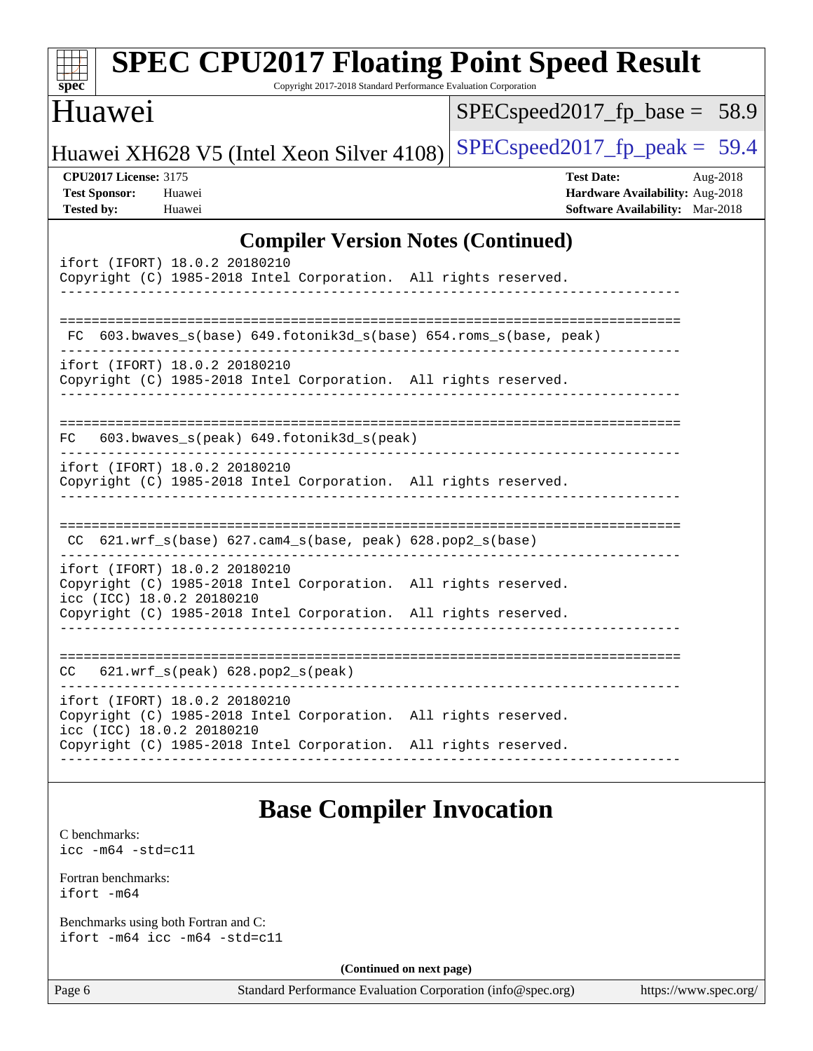## Compiler Version Notes (Continued)

```
ifort (IFORT) 18.0.2 20180210
Copyright (C) 1985-2018 Intel Corporation.  All rights reserved.
------------------------------------------------------------------------------

==============================================================================
 FC  603.bwaves_s(base) 649.fotonik3d_s(base) 654.roms_s(base, peak)
------------------------------------------------------------------------------
ifort (IFORT) 18.0.2 20180210
Copyright (C) 1985-2018 Intel Corporation.  All rights reserved.
------------------------------------------------------------------------------

==============================================================================
FC   603.bwaves_s(peak) 649.fotonik3d_s(peak)
------------------------------------------------------------------------------
ifort (IFORT) 18.0.2 20180210
Copyright (C) 1985-2018 Intel Corporation.  All rights reserved.
------------------------------------------------------------------------------

==============================================================================
 CC  621.wrf_s(base) 627.cam4_s(base, peak) 628.pop2_s(base)
------------------------------------------------------------------------------
ifort (IFORT) 18.0.2 20180210
Copyright (C) 1985-2018 Intel Corporation.  All rights reserved.
icc (ICC) 18.0.2 20180210
Copyright (C) 1985-2018 Intel Corporation.  All rights reserved.
------------------------------------------------------------------------------

==============================================================================
CC   621.wrf_s(peak) 628.pop2_s(peak)
------------------------------------------------------------------------------
ifort (IFORT) 18.0.2 20180210
Copyright (C) 1985-2018 Intel Corporation.  All rights reserved.
icc (ICC) 18.0.2 20180210
Copyright (C) 1985-2018 Intel Corporation.  All rights reserved.
------------------------------------------------------------------------------
```

## Base Compiler Invocation

C benchmarks:
`icc -m64 -std=c11`

Fortran benchmarks:
`ifort -m64`

Benchmarks using both Fortran and C:
`ifort -m64 icc -m64 -std=c11`

**(Continued on next page)**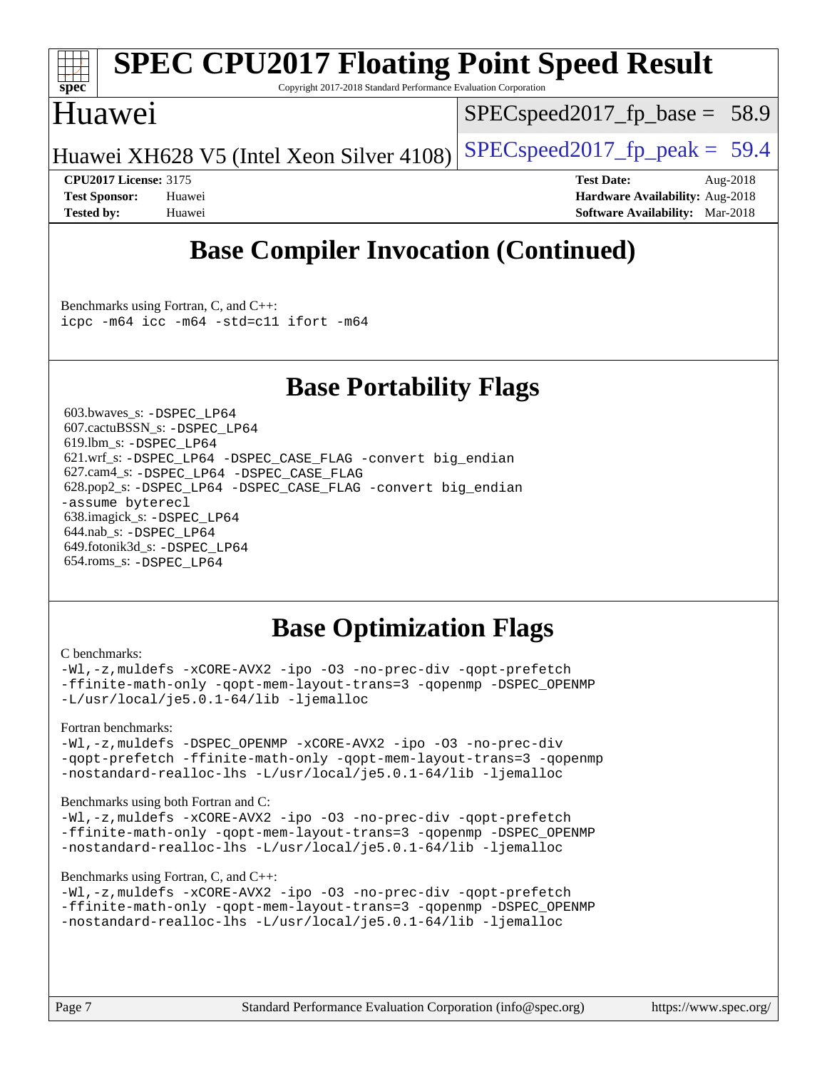# Base Compiler Invocation (Continued)

Benchmarks using Fortran, C, and C++:
```
icpc -m64 icc -m64 -std=c11 ifort -m64
```

# Base Portability Flags

603.bwaves_s: `-DSPEC_LP64`
607.cactuBSSN_s: `-DSPEC_LP64`
619.lbm_s: `-DSPEC_LP64`
621.wrf_s: `-DSPEC_LP64 -DSPEC_CASE_FLAG -convert big_endian`
627.cam4_s: `-DSPEC_LP64 -DSPEC_CASE_FLAG`
628.pop2_s: `-DSPEC_LP64 -DSPEC_CASE_FLAG -convert big_endian -assume byterecl`
638.imagick_s: `-DSPEC_LP64`
644.nab_s: `-DSPEC_LP64`
649.fotonik3d_s: `-DSPEC_LP64`
654.roms_s: `-DSPEC_LP64`

# Base Optimization Flags

C benchmarks:
```
-Wl,-z,muldefs -xCORE-AVX2 -ipo -O3 -no-prec-div -qopt-prefetch
-ffinite-math-only -qopt-mem-layout-trans=3 -qopenmp -DSPEC_OPENMP
-L/usr/local/je5.0.1-64/lib -ljemalloc
```

Fortran benchmarks:
```
-Wl,-z,muldefs -DSPEC_OPENMP -xCORE-AVX2 -ipo -O3 -no-prec-div
-qopt-prefetch -ffinite-math-only -qopt-mem-layout-trans=3 -qopenmp
-nostandard-realloc-lhs -L/usr/local/je5.0.1-64/lib -ljemalloc
```

Benchmarks using both Fortran and C:
```
-Wl,-z,muldefs -xCORE-AVX2 -ipo -O3 -no-prec-div -qopt-prefetch
-ffinite-math-only -qopt-mem-layout-trans=3 -qopenmp -DSPEC_OPENMP
-nostandard-realloc-lhs -L/usr/local/je5.0.1-64/lib -ljemalloc
```

Benchmarks using Fortran, C, and C++:
```
-Wl,-z,muldefs -xCORE-AVX2 -ipo -O3 -no-prec-div -qopt-prefetch
-ffinite-math-only -qopt-mem-layout-trans=3 -qopenmp -DSPEC_OPENMP
-nostandard-realloc-lhs -L/usr/local/je5.0.1-64/lib -ljemalloc
```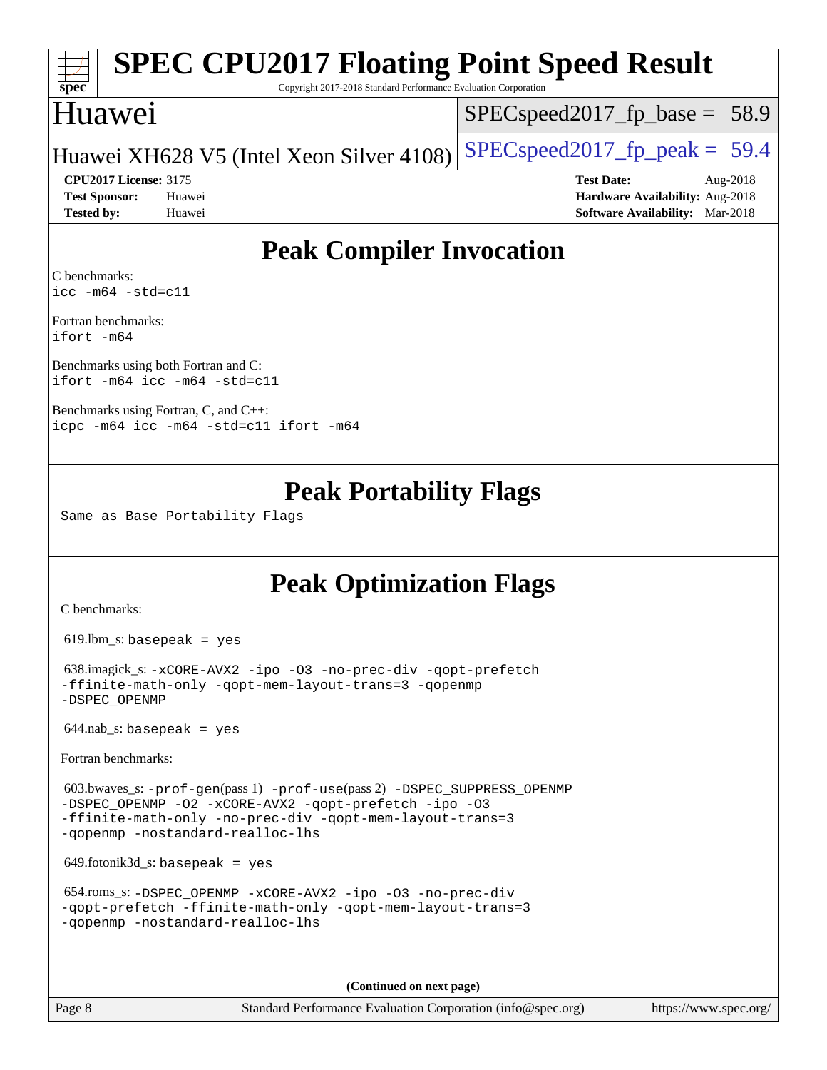# SPEC CPU2017 Floating Point Speed Result

Copyright 2017-2018 Standard Performance Evaluation Corporation

## Huawei

Huawei XH628 V5 (Intel Xeon Silver 4108)

SPECspeed2017_fp_base = 58.9

SPECspeed2017_fp_peak = 59.4

**CPU2017 License:** 3175
**Test Sponsor:** Huawei
**Tested by:** Huawei

**Test Date:** Aug-2018
**Hardware Availability:** Aug-2018
**Software Availability:** Mar-2018

## Peak Compiler Invocation

C benchmarks:
```
icc -m64 -std=c11
```

Fortran benchmarks:
```
ifort -m64
```

Benchmarks using both Fortran and C:
```
ifort -m64 icc -m64 -std=c11
```

Benchmarks using Fortran, C, and C++:
```
icpc -m64 icc -m64 -std=c11 ifort -m64
```

## Peak Portability Flags

Same as Base Portability Flags

## Peak Optimization Flags

C benchmarks:

619.lbm_s: `basepeak = yes`

638.imagick_s: `-xCORE-AVX2 -ipo -O3 -no-prec-div -qopt-prefetch -ffinite-math-only -qopt-mem-layout-trans=3 -qopenmp -DSPEC_OPENMP`

644.nab_s: `basepeak = yes`

Fortran benchmarks:

603.bwaves_s: `-prof-gen`(pass 1) `-prof-use`(pass 2) `-DSPEC_SUPPRESS_OPENMP -DSPEC_OPENMP -O2 -xCORE-AVX2 -qopt-prefetch -ipo -O3 -ffinite-math-only -no-prec-div -qopt-mem-layout-trans=3 -qopenmp -nostandard-realloc-lhs`

649.fotonik3d_s: `basepeak = yes`

654.roms_s: `-DSPEC_OPENMP -xCORE-AVX2 -ipo -O3 -no-prec-div -qopt-prefetch -ffinite-math-only -qopt-mem-layout-trans=3 -qopenmp -nostandard-realloc-lhs`

**(Continued on next page)**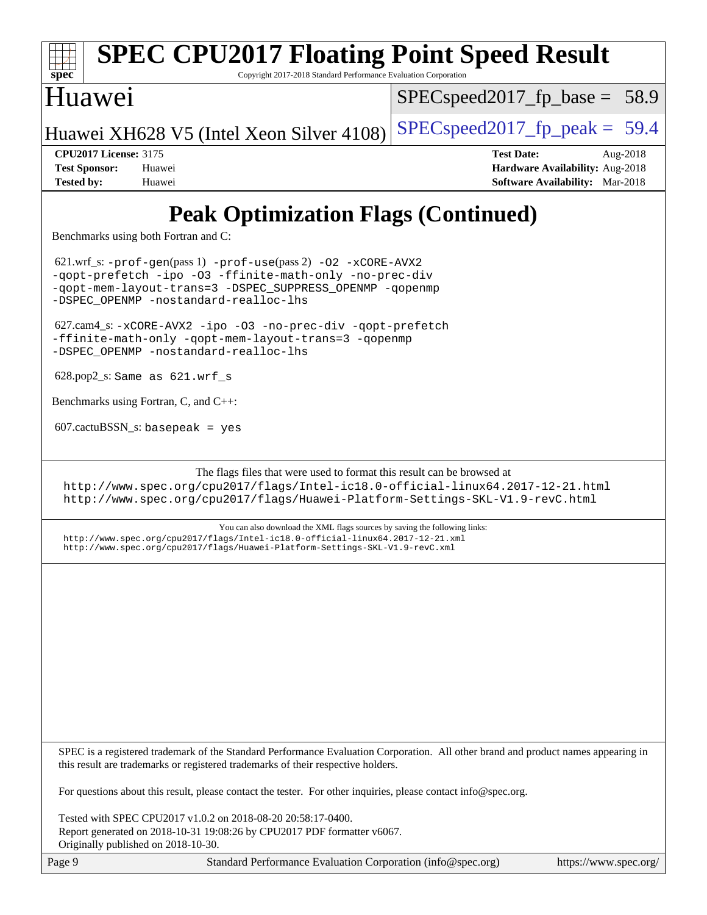# SPEC CPU2017 Floating Point Speed Result

Copyright 2017-2018 Standard Performance Evaluation Corporation

**Huawei**

Huawei XH628 V5 (Intel Xeon Silver 4108)

SPECspeed2017_fp_base = 58.9

SPECspeed2017_fp_peak = 59.4

**CPU2017 License:** 3175
**Test Sponsor:** Huawei
**Tested by:** Huawei

**Test Date:** Aug-2018
**Hardware Availability:** Aug-2018
**Software Availability:** Mar-2018

## Peak Optimization Flags (Continued)

Benchmarks using both Fortran and C:

621.wrf_s: `-prof-gen`(pass 1) `-prof-use`(pass 2) `-O2 -xCORE-AVX2 -qopt-prefetch -ipo -O3 -ffinite-math-only -no-prec-div -qopt-mem-layout-trans=3 -DSPEC_SUPPRESS_OPENMP -qopenmp -DSPEC_OPENMP -nostandard-realloc-lhs`

627.cam4_s: `-xCORE-AVX2 -ipo -O3 -no-prec-div -qopt-prefetch -ffinite-math-only -qopt-mem-layout-trans=3 -qopenmp -DSPEC_OPENMP -nostandard-realloc-lhs`

628.pop2_s: `Same as 621.wrf_s`

Benchmarks using Fortran, C, and C++:

607.cactuBSSN_s: `basepeak = yes`

The flags files that were used to format this result can be browsed at
http://www.spec.org/cpu2017/flags/Intel-ic18.0-official-linux64.2017-12-21.html
http://www.spec.org/cpu2017/flags/Huawei-Platform-Settings-SKL-V1.9-revC.html

You can also download the XML flags sources by saving the following links:
http://www.spec.org/cpu2017/flags/Intel-ic18.0-official-linux64.2017-12-21.xml
http://www.spec.org/cpu2017/flags/Huawei-Platform-Settings-SKL-V1.9-revC.xml

SPEC is a registered trademark of the Standard Performance Evaluation Corporation. All other brand and product names appearing in this result are trademarks or registered trademarks of their respective holders.

For questions about this result, please contact the tester. For other inquiries, please contact info@spec.org.

Tested with SPEC CPU2017 v1.0.2 on 2018-08-20 20:58:17-0400.
Report generated on 2018-10-31 19:08:26 by CPU2017 PDF formatter v6067.
Originally published on 2018-10-30.